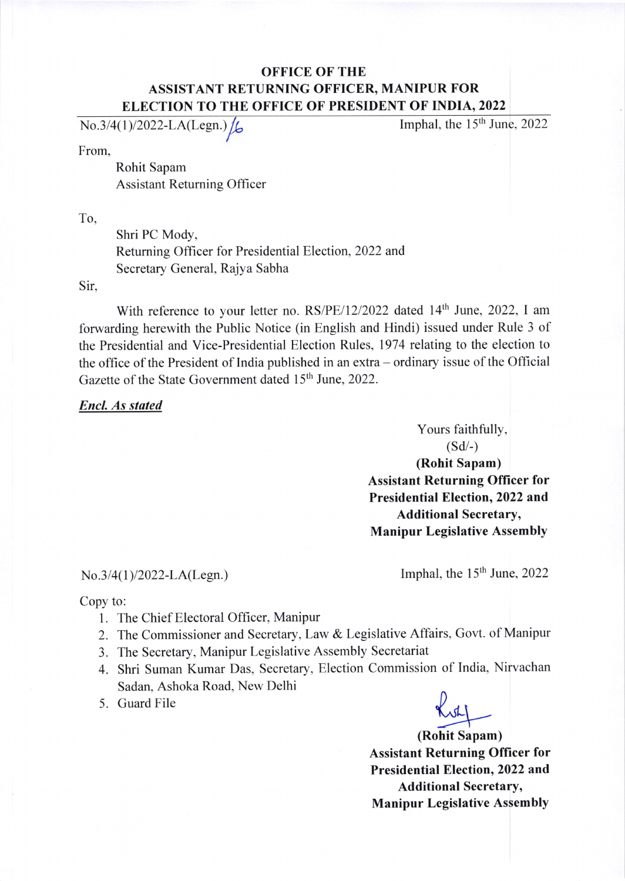**OFFICE OF THE**
**ASSISTANT RETURNING OFFICER, MANIPUR FOR**
**ELECTION TO THE OFFICE OF PRESIDENT OF INDIA, 2022**

No.3/4(1)/2022-LA(Legn.)/16 Imphal, the 15th June, 2022

From,

Rohit Sapam
Assistant Returning Officer

To,

Shri PC Mody,
Returning Officer for Presidential Election, 2022 and
Secretary General, Rajya Sabha

Sir,

With reference to your letter no. RS/PE/12/2022 dated 14th June, 2022, I am forwarding herewith the Public Notice (in English and Hindi) issued under Rule 3 of the Presidential and Vice-Presidential Election Rules, 1974 relating to the election to the office of the President of India published in an extra – ordinary issue of the Official Gazette of the State Government dated 15th June, 2022.

***Encl. As stated***

Yours faithfully,
(Sd/-)
**(Rohit Sapam)**
**Assistant Returning Officer for Presidential Election, 2022 and Additional Secretary, Manipur Legislative Assembly**

No.3/4(1)/2022-LA(Legn.) Imphal, the 15th June, 2022

Copy to:

1. The Chief Electoral Officer, Manipur
2. The Commissioner and Secretary, Law & Legislative Affairs, Govt. of Manipur
3. The Secretary, Manipur Legislative Assembly Secretariat
4. Shri Suman Kumar Das, Secretary, Election Commission of India, Nirvachan Sadan, Ashoka Road, New Delhi
5. Guard File

**(Rohit Sapam)**
**Assistant Returning Officer for Presidential Election, 2022 and Additional Secretary, Manipur Legislative Assembly**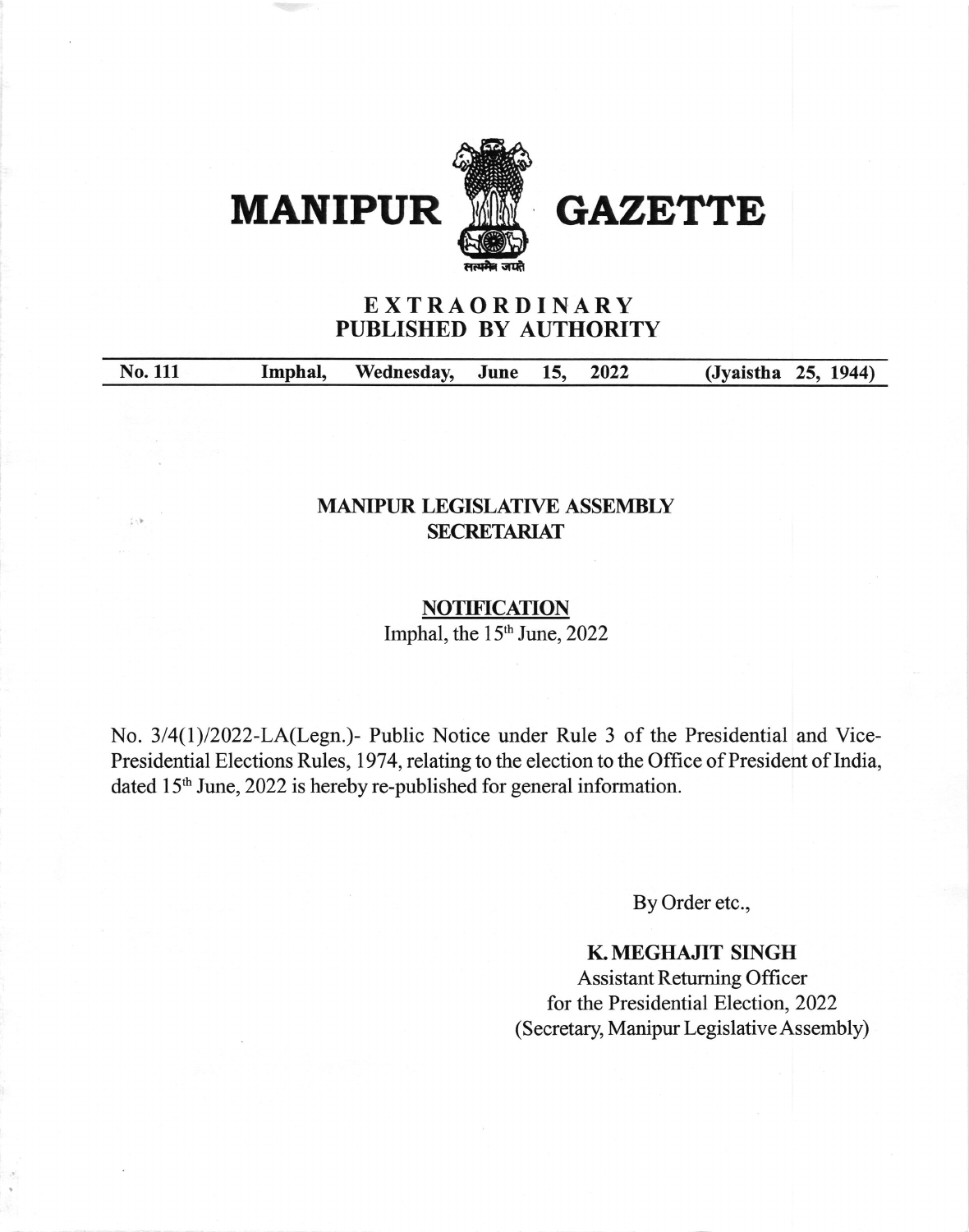# MANIPUR GAZETTE

**EXTRAORDINARY**
**PUBLISHED BY AUTHORITY**

| No. 111 | Imphal, Wednesday, June 15, 2022 | (Jyaistha 25, 1944) |
|---|---|---|

## MANIPUR LEGISLATIVE ASSEMBLY SECRETARIAT

### NOTIFICATION

Imphal, the 15th June, 2022

No. 3/4(1)/2022-LA(Legn.)- Public Notice under Rule 3 of the Presidential and Vice-Presidential Elections Rules, 1974, relating to the election to the Office of President of India, dated 15th June, 2022 is hereby re-published for general information.

By Order etc.,

**K. MEGHAJIT SINGH**
Assistant Returning Officer
for the Presidential Election, 2022
(Secretary, Manipur Legislative Assembly)